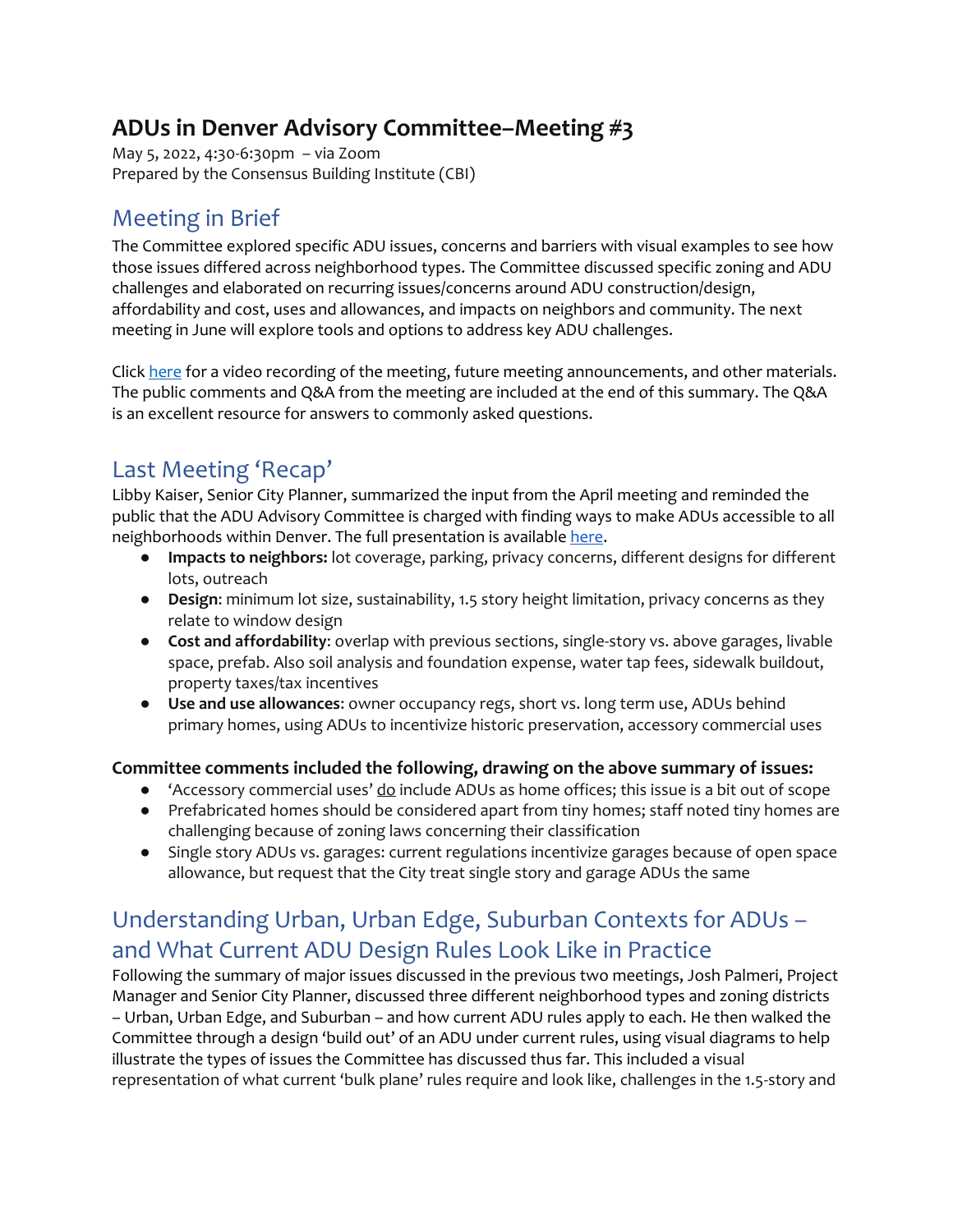# ADUs in Denver Advisory Committee–Meeting #3

May 5, 2022, 4:30-6:30pm – via Zoom
Prepared by the Consensus Building Institute (CBI)

## Meeting in Brief

The Committee explored specific ADU issues, concerns and barriers with visual examples to see how those issues differed across neighborhood types. The Committee discussed specific zoning and ADU challenges and elaborated on recurring issues/concerns around ADU construction/design, affordability and cost, uses and allowances, and impacts on neighbors and community. The next meeting in June will explore tools and options to address key ADU challenges.

Click here for a video recording of the meeting, future meeting announcements, and other materials. The public comments and Q&A from the meeting are included at the end of this summary. The Q&A is an excellent resource for answers to commonly asked questions.

## Last Meeting 'Recap'

Libby Kaiser, Senior City Planner, summarized the input from the April meeting and reminded the public that the ADU Advisory Committee is charged with finding ways to make ADUs accessible to all neighborhoods within Denver. The full presentation is available here.

- **Impacts to neighbors:** lot coverage, parking, privacy concerns, different designs for different lots, outreach
- **Design**: minimum lot size, sustainability, 1.5 story height limitation, privacy concerns as they relate to window design
- **Cost and affordability**: overlap with previous sections, single-story vs. above garages, livable space, prefab. Also soil analysis and foundation expense, water tap fees, sidewalk buildout, property taxes/tax incentives
- **Use and use allowances**: owner occupancy regs, short vs. long term use, ADUs behind primary homes, using ADUs to incentivize historic preservation, accessory commercial uses

**Committee comments included the following, drawing on the above summary of issues:**

- 'Accessory commercial uses' do include ADUs as home offices; this issue is a bit out of scope
- Prefabricated homes should be considered apart from tiny homes; staff noted tiny homes are challenging because of zoning laws concerning their classification
- Single story ADUs vs. garages: current regulations incentivize garages because of open space allowance, but request that the City treat single story and garage ADUs the same

## Understanding Urban, Urban Edge, Suburban Contexts for ADUs – and What Current ADU Design Rules Look Like in Practice

Following the summary of major issues discussed in the previous two meetings, Josh Palmeri, Project Manager and Senior City Planner, discussed three different neighborhood types and zoning districts – Urban, Urban Edge, and Suburban – and how current ADU rules apply to each. He then walked the Committee through a design 'build out' of an ADU under current rules, using visual diagrams to help illustrate the types of issues the Committee has discussed thus far. This included a visual representation of what current 'bulk plane' rules require and look like, challenges in the 1.5-story and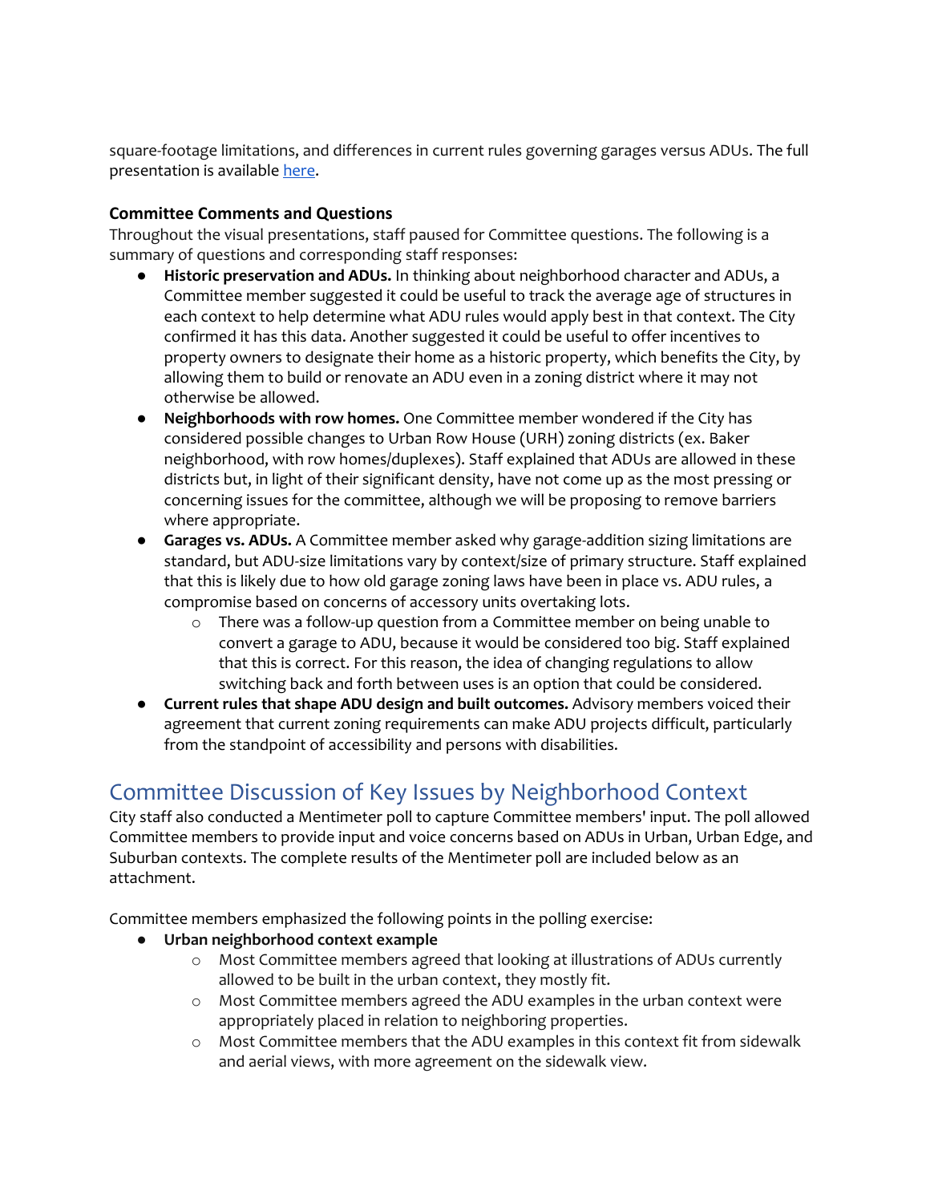square-footage limitations, and differences in current rules governing garages versus ADUs. The full presentation is available here.

### Committee Comments and Questions

Throughout the visual presentations, staff paused for Committee questions. The following is a summary of questions and corresponding staff responses:

- **Historic preservation and ADUs.** In thinking about neighborhood character and ADUs, a Committee member suggested it could be useful to track the average age of structures in each context to help determine what ADU rules would apply best in that context. The City confirmed it has this data. Another suggested it could be useful to offer incentives to property owners to designate their home as a historic property, which benefits the City, by allowing them to build or renovate an ADU even in a zoning district where it may not otherwise be allowed.
- **Neighborhoods with row homes.** One Committee member wondered if the City has considered possible changes to Urban Row House (URH) zoning districts (ex. Baker neighborhood, with row homes/duplexes). Staff explained that ADUs are allowed in these districts but, in light of their significant density, have not come up as the most pressing or concerning issues for the committee, although we will be proposing to remove barriers where appropriate.
- **Garages vs. ADUs.** A Committee member asked why garage-addition sizing limitations are standard, but ADU-size limitations vary by context/size of primary structure. Staff explained that this is likely due to how old garage zoning laws have been in place vs. ADU rules, a compromise based on concerns of accessory units overtaking lots.
  - There was a follow-up question from a Committee member on being unable to convert a garage to ADU, because it would be considered too big. Staff explained that this is correct. For this reason, the idea of changing regulations to allow switching back and forth between uses is an option that could be considered.
- **Current rules that shape ADU design and built outcomes.** Advisory members voiced their agreement that current zoning requirements can make ADU projects difficult, particularly from the standpoint of accessibility and persons with disabilities.

## Committee Discussion of Key Issues by Neighborhood Context

City staff also conducted a Mentimeter poll to capture Committee members' input. The poll allowed Committee members to provide input and voice concerns based on ADUs in Urban, Urban Edge, and Suburban contexts. The complete results of the Mentimeter poll are included below as an attachment.

Committee members emphasized the following points in the polling exercise:

- **Urban neighborhood context example**
  - Most Committee members agreed that looking at illustrations of ADUs currently allowed to be built in the urban context, they mostly fit.
  - Most Committee members agreed the ADU examples in the urban context were appropriately placed in relation to neighboring properties.
  - Most Committee members that the ADU examples in this context fit from sidewalk and aerial views, with more agreement on the sidewalk view.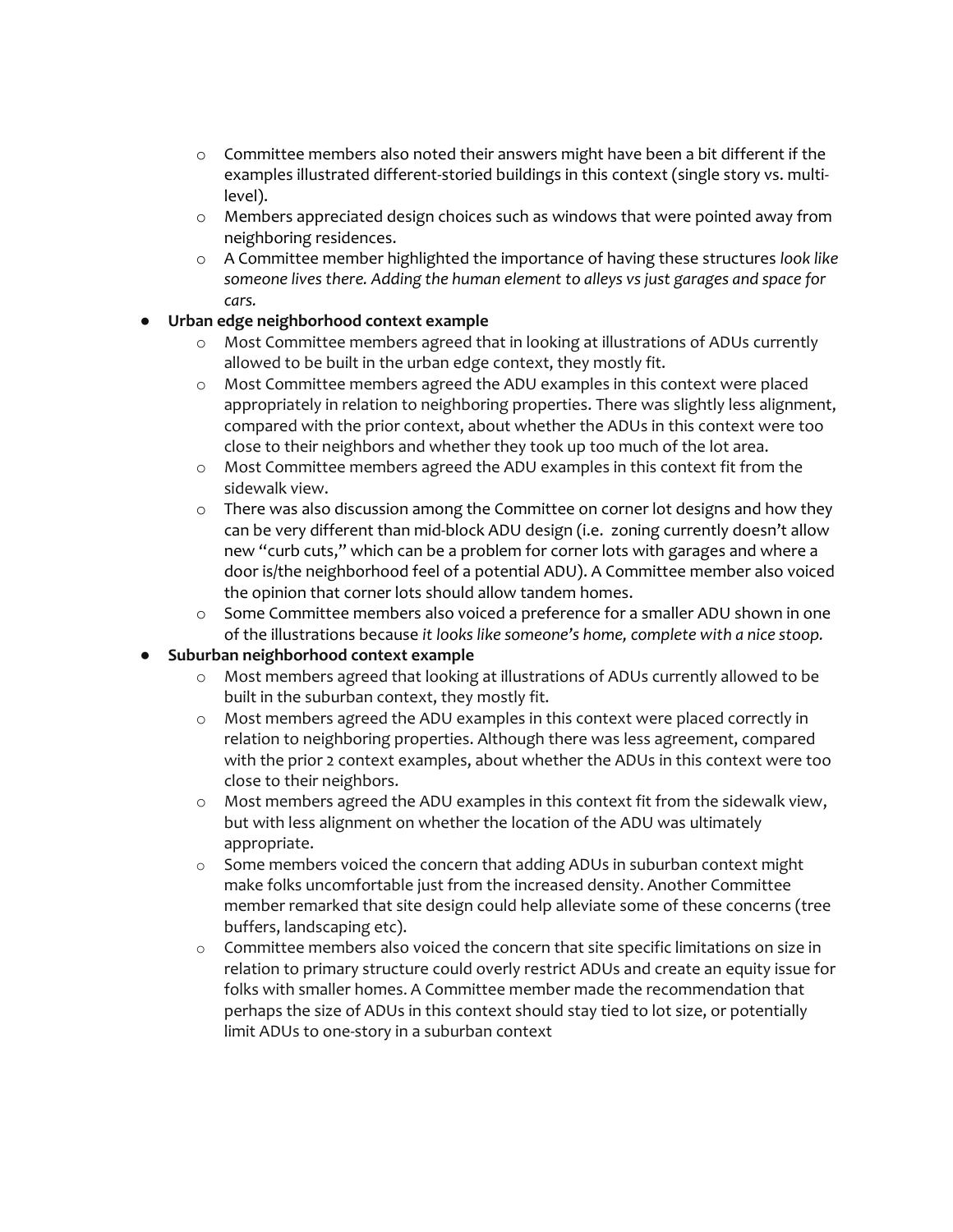- Committee members also noted their answers might have been a bit different if the examples illustrated different-storied buildings in this context (single story vs. multi-level).
  - Members appreciated design choices such as windows that were pointed away from neighboring residences.
  - A Committee member highlighted the importance of having these structures *look like someone lives there. Adding the human element to alleys vs just garages and space for cars.*
- **Urban edge neighborhood context example**
  - Most Committee members agreed that in looking at illustrations of ADUs currently allowed to be built in the urban edge context, they mostly fit.
  - Most Committee members agreed the ADU examples in this context were placed appropriately in relation to neighboring properties. There was slightly less alignment, compared with the prior context, about whether the ADUs in this context were too close to their neighbors and whether they took up too much of the lot area.
  - Most Committee members agreed the ADU examples in this context fit from the sidewalk view.
  - There was also discussion among the Committee on corner lot designs and how they can be very different than mid-block ADU design (i.e. zoning currently doesn't allow new "curb cuts," which can be a problem for corner lots with garages and where a door is/the neighborhood feel of a potential ADU). A Committee member also voiced the opinion that corner lots should allow tandem homes.
  - Some Committee members also voiced a preference for a smaller ADU shown in one of the illustrations because *it looks like someone's home, complete with a nice stoop.*
- **Suburban neighborhood context example**
  - Most members agreed that looking at illustrations of ADUs currently allowed to be built in the suburban context, they mostly fit.
  - Most members agreed the ADU examples in this context were placed correctly in relation to neighboring properties. Although there was less agreement, compared with the prior 2 context examples, about whether the ADUs in this context were too close to their neighbors.
  - Most members agreed the ADU examples in this context fit from the sidewalk view, but with less alignment on whether the location of the ADU was ultimately appropriate.
  - Some members voiced the concern that adding ADUs in suburban context might make folks uncomfortable just from the increased density. Another Committee member remarked that site design could help alleviate some of these concerns (tree buffers, landscaping etc).
  - Committee members also voiced the concern that site specific limitations on size in relation to primary structure could overly restrict ADUs and create an equity issue for folks with smaller homes. A Committee member made the recommendation that perhaps the size of ADUs in this context should stay tied to lot size, or potentially limit ADUs to one-story in a suburban context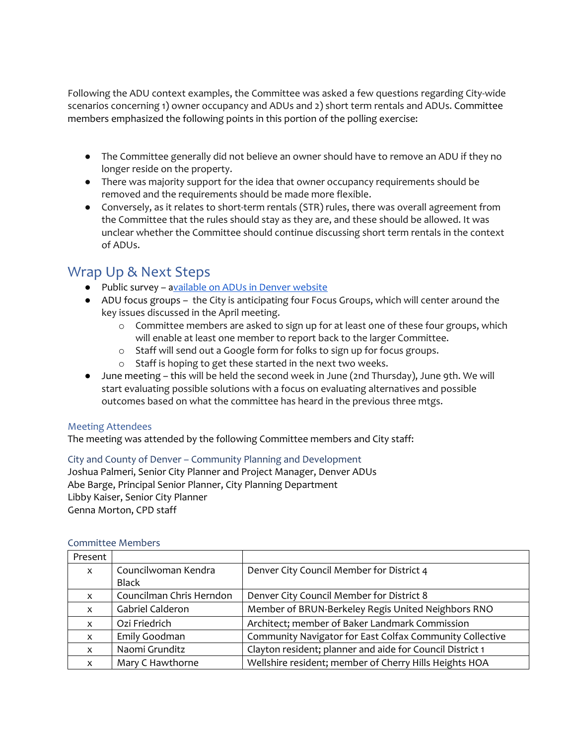Following the ADU context examples, the Committee was asked a few questions regarding City-wide scenarios concerning 1) owner occupancy and ADUs and 2) short term rentals and ADUs. Committee members emphasized the following points in this portion of the polling exercise:

- The Committee generally did not believe an owner should have to remove an ADU if they no longer reside on the property.
- There was majority support for the idea that owner occupancy requirements should be removed and the requirements should be made more flexible.
- Conversely, as it relates to short-term rentals (STR) rules, there was overall agreement from the Committee that the rules should stay as they are, and these should be allowed. It was unclear whether the Committee should continue discussing short term rentals in the context of ADUs.

## Wrap Up & Next Steps

- Public survey – available on ADUs in Denver website
- ADU focus groups – the City is anticipating four Focus Groups, which will center around the key issues discussed in the April meeting.
  - Committee members are asked to sign up for at least one of these four groups, which will enable at least one member to report back to the larger Committee.
  - Staff will send out a Google form for folks to sign up for focus groups.
  - Staff is hoping to get these started in the next two weeks.
- June meeting – this will be held the second week in June (2nd Thursday), June 9th. We will start evaluating possible solutions with a focus on evaluating alternatives and possible outcomes based on what the committee has heard in the previous three mtgs.

### Meeting Attendees

The meeting was attended by the following Committee members and City staff:

### City and County of Denver – Community Planning and Development

Joshua Palmeri, Senior City Planner and Project Manager, Denver ADUs
Abe Barge, Principal Senior Planner, City Planning Department
Libby Kaiser, Senior City Planner
Genna Morton, CPD staff

### Committee Members

| Present | | |
|---|---|---|
| x | Councilwoman Kendra Black | Denver City Council Member for District 4 |
| x | Councilman Chris Herndon | Denver City Council Member for District 8 |
| x | Gabriel Calderon | Member of BRUN-Berkeley Regis United Neighbors RNO |
| x | Ozi Friedrich | Architect; member of Baker Landmark Commission |
| x | Emily Goodman | Community Navigator for East Colfax Community Collective |
| x | Naomi Grunditz | Clayton resident; planner and aide for Council District 1 |
| x | Mary C Hawthorne | Wellshire resident; member of Cherry Hills Heights HOA |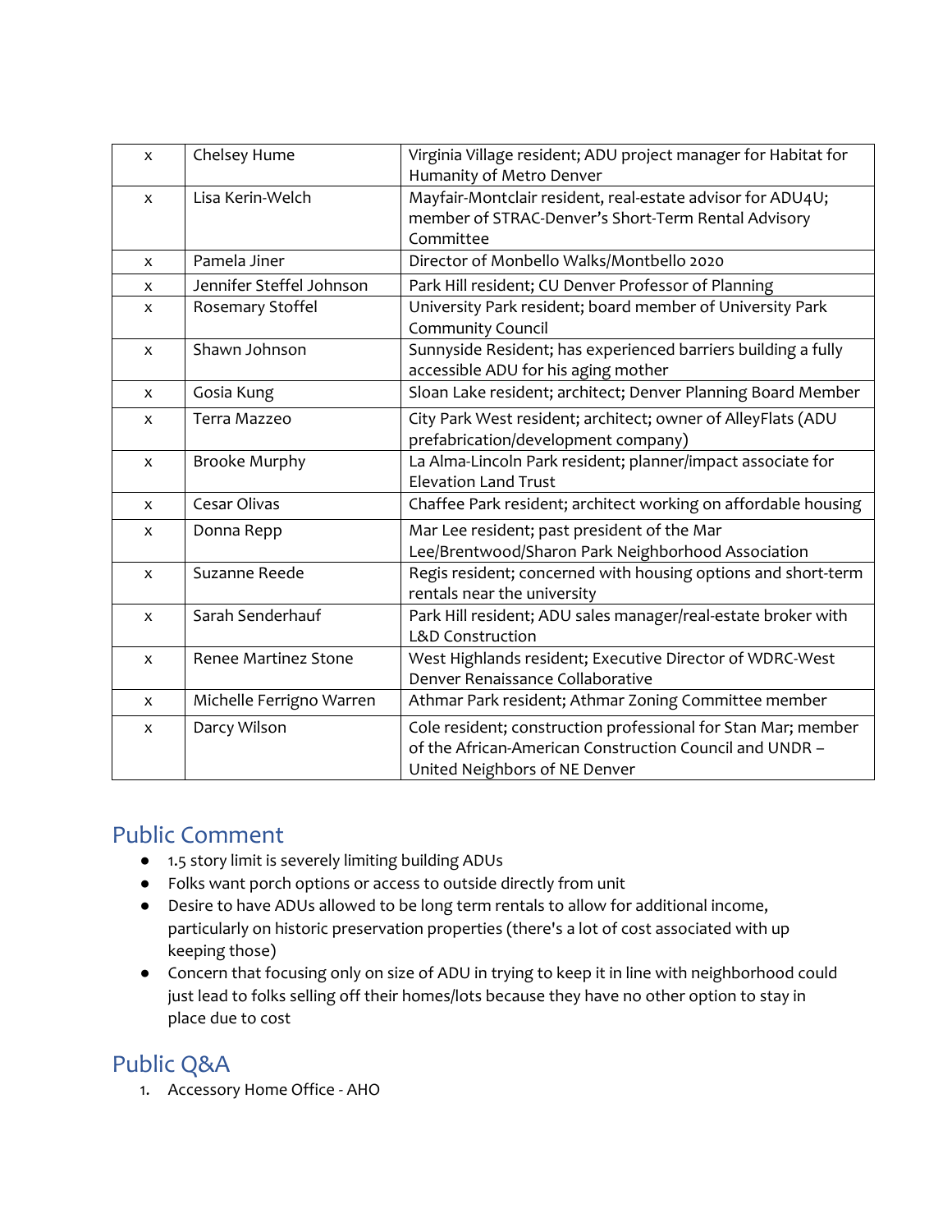| | | |
|---|---|---|
| x | Chelsey Hume | Virginia Village resident; ADU project manager for Habitat for Humanity of Metro Denver |
| x | Lisa Kerin-Welch | Mayfair-Montclair resident, real-estate advisor for ADU4U; member of STRAC-Denver's Short-Term Rental Advisory Committee |
| x | Pamela Jiner | Director of Monbello Walks/Montbello 2020 |
| x | Jennifer Steffel Johnson | Park Hill resident; CU Denver Professor of Planning |
| x | Rosemary Stoffel | University Park resident; board member of University Park Community Council |
| x | Shawn Johnson | Sunnyside Resident; has experienced barriers building a fully accessible ADU for his aging mother |
| x | Gosia Kung | Sloan Lake resident; architect; Denver Planning Board Member |
| x | Terra Mazzeo | City Park West resident; architect; owner of AlleyFlats (ADU prefabrication/development company) |
| x | Brooke Murphy | La Alma-Lincoln Park resident; planner/impact associate for Elevation Land Trust |
| x | Cesar Olivas | Chaffee Park resident; architect working on affordable housing |
| x | Donna Repp | Mar Lee resident; past president of the Mar Lee/Brentwood/Sharon Park Neighborhood Association |
| x | Suzanne Reede | Regis resident; concerned with housing options and short-term rentals near the university |
| x | Sarah Senderhauf | Park Hill resident; ADU sales manager/real-estate broker with L&D Construction |
| x | Renee Martinez Stone | West Highlands resident; Executive Director of WDRC-West Denver Renaissance Collaborative |
| x | Michelle Ferrigno Warren | Athmar Park resident; Athmar Zoning Committee member |
| x | Darcy Wilson | Cole resident; construction professional for Stan Mar; member of the African-American Construction Council and UNDR – United Neighbors of NE Denver |

## Public Comment

- 1.5 story limit is severely limiting building ADUs
- Folks want porch options or access to outside directly from unit
- Desire to have ADUs allowed to be long term rentals to allow for additional income, particularly on historic preservation properties (there's a lot of cost associated with up keeping those)
- Concern that focusing only on size of ADU in trying to keep it in line with neighborhood could just lead to folks selling off their homes/lots because they have no other option to stay in place due to cost

## Public Q&A

1. Accessory Home Office - AHO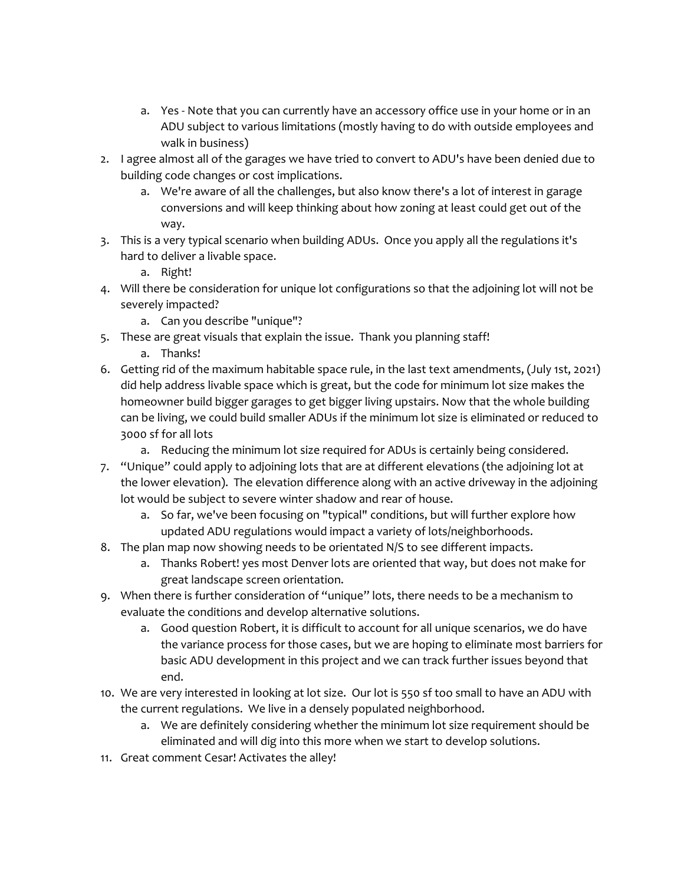a. Yes - Note that you can currently have an accessory office use in your home or in an ADU subject to various limitations (mostly having to do with outside employees and walk in business)

2. I agree almost all of the garages we have tried to convert to ADU's have been denied due to building code changes or cost implications.
    a. We're aware of all the challenges, but also know there's a lot of interest in garage conversions and will keep thinking about how zoning at least could get out of the way.
3. This is a very typical scenario when building ADUs. Once you apply all the regulations it's hard to deliver a livable space.
    a. Right!
4. Will there be consideration for unique lot configurations so that the adjoining lot will not be severely impacted?
    a. Can you describe "unique"?
5. These are great visuals that explain the issue. Thank you planning staff!
    a. Thanks!
6. Getting rid of the maximum habitable space rule, in the last text amendments, (July 1st, 2021) did help address livable space which is great, but the code for minimum lot size makes the homeowner build bigger garages to get bigger living upstairs. Now that the whole building can be living, we could build smaller ADUs if the minimum lot size is eliminated or reduced to 3000 sf for all lots
    a. Reducing the minimum lot size required for ADUs is certainly being considered.
7. "Unique" could apply to adjoining lots that are at different elevations (the adjoining lot at the lower elevation). The elevation difference along with an active driveway in the adjoining lot would be subject to severe winter shadow and rear of house.
    a. So far, we've been focusing on "typical" conditions, but will further explore how updated ADU regulations would impact a variety of lots/neighborhoods.
8. The plan map now showing needs to be orientated N/S to see different impacts.
    a. Thanks Robert! yes most Denver lots are oriented that way, but does not make for great landscape screen orientation.
9. When there is further consideration of "unique" lots, there needs to be a mechanism to evaluate the conditions and develop alternative solutions.
    a. Good question Robert, it is difficult to account for all unique scenarios, we do have the variance process for those cases, but we are hoping to eliminate most barriers for basic ADU development in this project and we can track further issues beyond that end.
10. We are very interested in looking at lot size. Our lot is 550 sf too small to have an ADU with the current regulations. We live in a densely populated neighborhood.
    a. We are definitely considering whether the minimum lot size requirement should be eliminated and will dig into this more when we start to develop solutions.
11. Great comment Cesar! Activates the alley!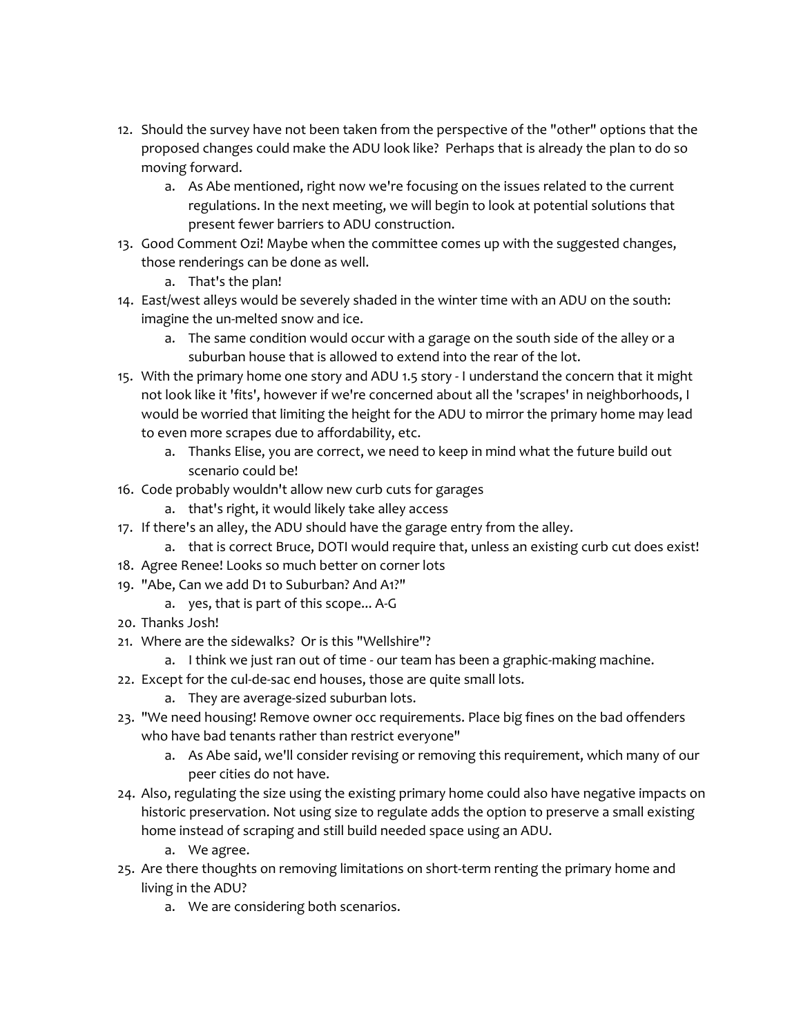12. Should the survey have not been taken from the perspective of the "other" options that the proposed changes could make the ADU look like? Perhaps that is already the plan to do so moving forward.
    a. As Abe mentioned, right now we're focusing on the issues related to the current regulations. In the next meeting, we will begin to look at potential solutions that present fewer barriers to ADU construction.
13. Good Comment Ozi! Maybe when the committee comes up with the suggested changes, those renderings can be done as well.
    a. That's the plan!
14. East/west alleys would be severely shaded in the winter time with an ADU on the south: imagine the un-melted snow and ice.
    a. The same condition would occur with a garage on the south side of the alley or a suburban house that is allowed to extend into the rear of the lot.
15. With the primary home one story and ADU 1.5 story - I understand the concern that it might not look like it 'fits', however if we're concerned about all the 'scrapes' in neighborhoods, I would be worried that limiting the height for the ADU to mirror the primary home may lead to even more scrapes due to affordability, etc.
    a. Thanks Elise, you are correct, we need to keep in mind what the future build out scenario could be!
16. Code probably wouldn't allow new curb cuts for garages
    a. that's right, it would likely take alley access
17. If there's an alley, the ADU should have the garage entry from the alley.
    a. that is correct Bruce, DOTI would require that, unless an existing curb cut does exist!
18. Agree Renee! Looks so much better on corner lots
19. "Abe, Can we add D1 to Suburban? And A1?"
    a. yes, that is part of this scope... A-G
20. Thanks Josh!
21. Where are the sidewalks? Or is this "Wellshire"?
    a. I think we just ran out of time - our team has been a graphic-making machine.
22. Except for the cul-de-sac end houses, those are quite small lots.
    a. They are average-sized suburban lots.
23. "We need housing! Remove owner occ requirements. Place big fines on the bad offenders who have bad tenants rather than restrict everyone"
    a. As Abe said, we'll consider revising or removing this requirement, which many of our peer cities do not have.
24. Also, regulating the size using the existing primary home could also have negative impacts on historic preservation. Not using size to regulate adds the option to preserve a small existing home instead of scraping and still build needed space using an ADU.
    a. We agree.
25. Are there thoughts on removing limitations on short-term renting the primary home and living in the ADU?
    a. We are considering both scenarios.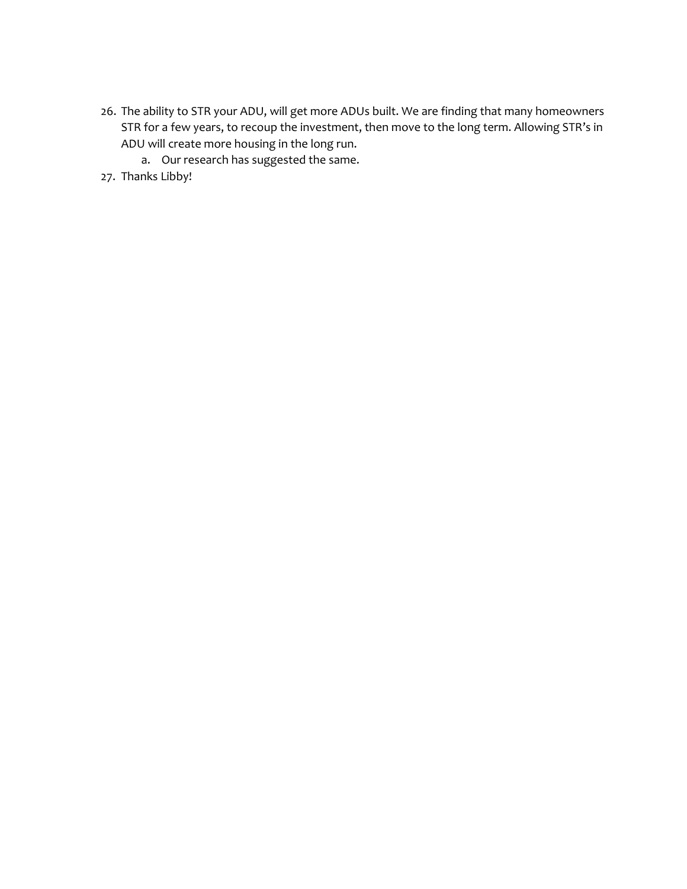26. The ability to STR your ADU, will get more ADUs built. We are finding that many homeowners STR for a few years, to recoup the investment, then move to the long term. Allowing STR's in ADU will create more housing in the long run.
    a. Our research has suggested the same.
27. Thanks Libby!